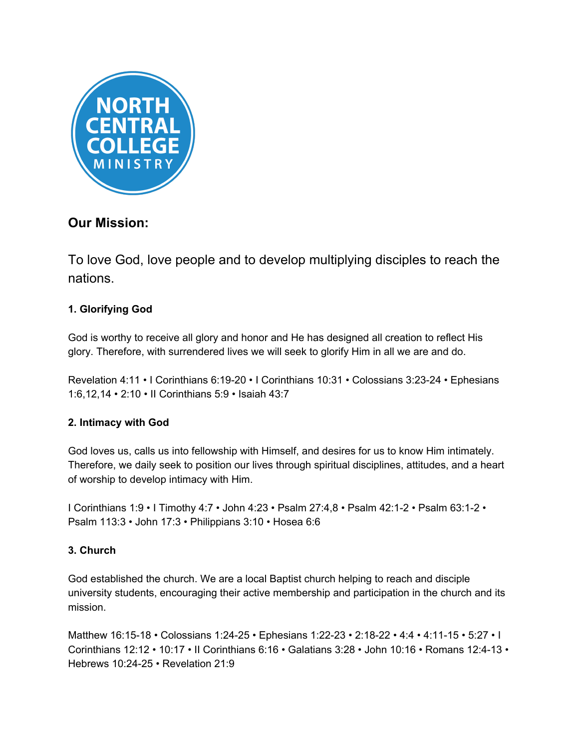NORTH CENTRAL COLLEGE MINISTRY

## Our Mission:

To love God, love people and to develop multiplying disciples to reach the nations.

**1. Glorifying God**

God is worthy to receive all glory and honor and He has designed all creation to reflect His glory. Therefore, with surrendered lives we will seek to glorify Him in all we are and do.

Revelation 4:11 • I Corinthians 6:19-20 • I Corinthians 10:31 • Colossians 3:23-24 • Ephesians 1:6,12,14 • 2:10 • II Corinthians 5:9 • Isaiah 43:7

**2. Intimacy with God**

God loves us, calls us into fellowship with Himself, and desires for us to know Him intimately. Therefore, we daily seek to position our lives through spiritual disciplines, attitudes, and a heart of worship to develop intimacy with Him.

I Corinthians 1:9 • I Timothy 4:7 • John 4:23 • Psalm 27:4,8 • Psalm 42:1-2 • Psalm 63:1-2 • Psalm 113:3 • John 17:3 • Philippians 3:10 • Hosea 6:6

**3. Church**

God established the church. We are a local Baptist church helping to reach and disciple university students, encouraging their active membership and participation in the church and its mission.

Matthew 16:15-18 • Colossians 1:24-25 • Ephesians 1:22-23 • 2:18-22 • 4:4 • 4:11-15 • 5:27 • I Corinthians 12:12 • 10:17 • II Corinthians 6:16 • Galatians 3:28 • John 10:16 • Romans 12:4-13 • Hebrews 10:24-25 • Revelation 21:9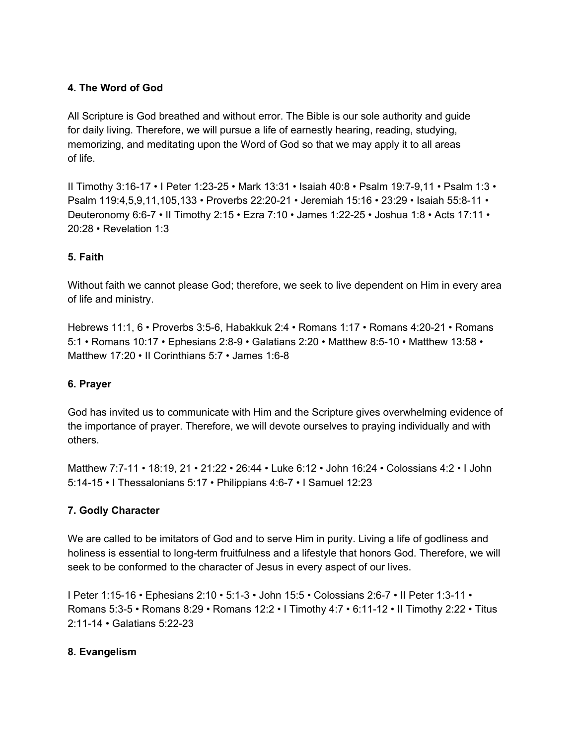### 4. The Word of God

All Scripture is God breathed and without error. The Bible is our sole authority and guide for daily living. Therefore, we will pursue a life of earnestly hearing, reading, studying, memorizing, and meditating upon the Word of God so that we may apply it to all areas of life.

II Timothy 3:16-17 • I Peter 1:23-25 • Mark 13:31 • Isaiah 40:8 • Psalm 19:7-9,11 • Psalm 1:3 • Psalm 119:4,5,9,11,105,133 • Proverbs 22:20-21 • Jeremiah 15:16 • 23:29 • Isaiah 55:8-11 • Deuteronomy 6:6-7 • II Timothy 2:15 • Ezra 7:10 • James 1:22-25 • Joshua 1:8 • Acts 17:11 • 20:28 • Revelation 1:3

### 5. Faith

Without faith we cannot please God; therefore, we seek to live dependent on Him in every area of life and ministry.

Hebrews 11:1, 6 • Proverbs 3:5-6, Habakkuk 2:4 • Romans 1:17 • Romans 4:20-21 • Romans 5:1 • Romans 10:17 • Ephesians 2:8-9 • Galatians 2:20 • Matthew 8:5-10 • Matthew 13:58 • Matthew 17:20 • II Corinthians 5:7 • James 1:6-8

### 6. Prayer

God has invited us to communicate with Him and the Scripture gives overwhelming evidence of the importance of prayer. Therefore, we will devote ourselves to praying individually and with others.

Matthew 7:7-11 • 18:19, 21 • 21:22 • 26:44 • Luke 6:12 • John 16:24 • Colossians 4:2 • I John 5:14-15 • I Thessalonians 5:17 • Philippians 4:6-7 • I Samuel 12:23

### 7. Godly Character

We are called to be imitators of God and to serve Him in purity. Living a life of godliness and holiness is essential to long-term fruitfulness and a lifestyle that honors God. Therefore, we will seek to be conformed to the character of Jesus in every aspect of our lives.

I Peter 1:15-16 • Ephesians 2:10 • 5:1-3 • John 15:5 • Colossians 2:6-7 • II Peter 1:3-11 • Romans 5:3-5 • Romans 8:29 • Romans 12:2 • I Timothy 4:7 • 6:11-12 • II Timothy 2:22 • Titus 2:11-14 • Galatians 5:22-23

### 8. Evangelism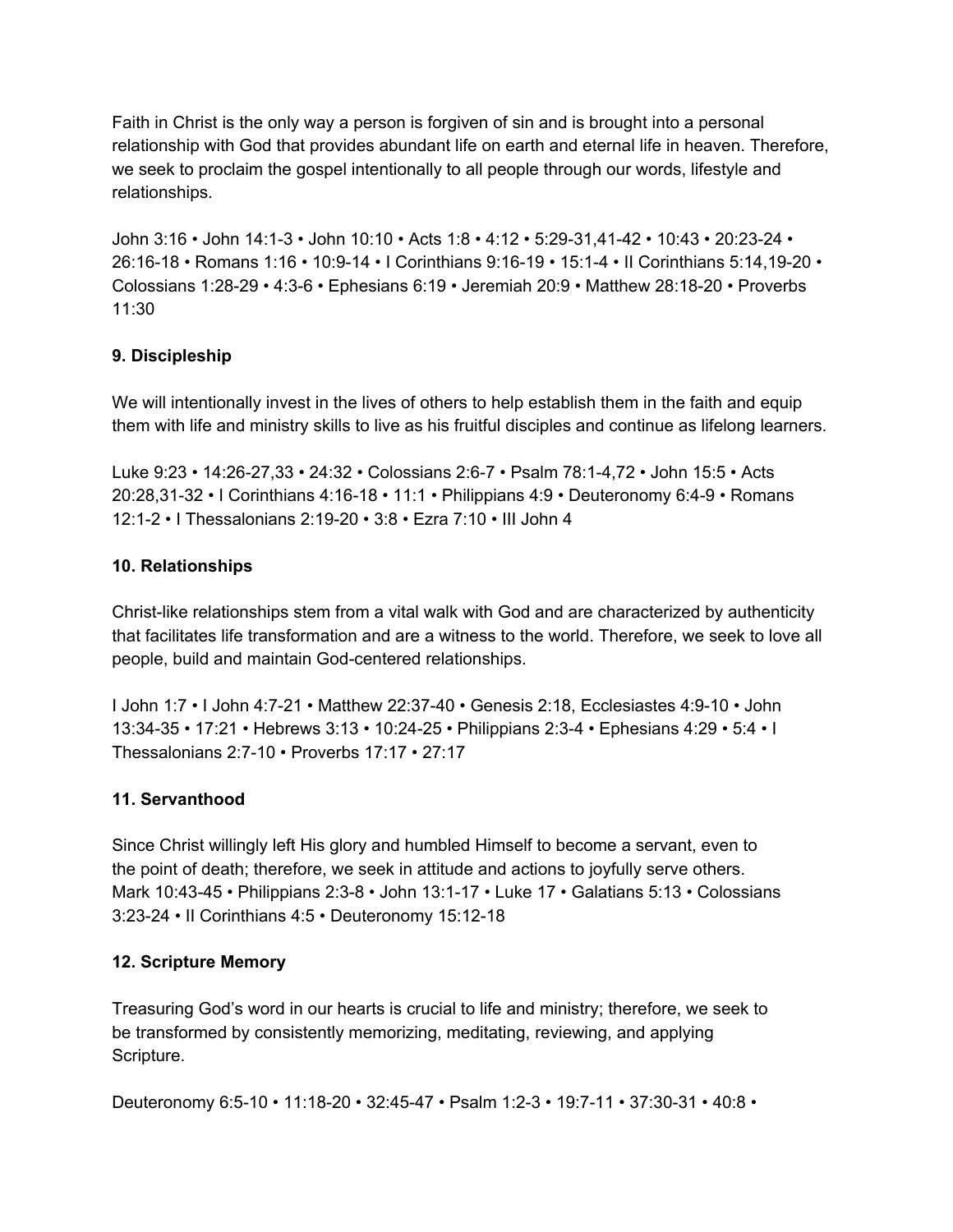Faith in Christ is the only way a person is forgiven of sin and is brought into a personal relationship with God that provides abundant life on earth and eternal life in heaven. Therefore, we seek to proclaim the gospel intentionally to all people through our words, lifestyle and relationships.

John 3:16 • John 14:1-3 • John 10:10 • Acts 1:8 • 4:12 • 5:29-31,41-42 • 10:43 • 20:23-24 • 26:16-18 • Romans 1:16 • 10:9-14 • I Corinthians 9:16-19 • 15:1-4 • II Corinthians 5:14,19-20 • Colossians 1:28-29 • 4:3-6 • Ephesians 6:19 • Jeremiah 20:9 • Matthew 28:18-20 • Proverbs 11:30

### 9. Discipleship

We will intentionally invest in the lives of others to help establish them in the faith and equip them with life and ministry skills to live as his fruitful disciples and continue as lifelong learners.

Luke 9:23 • 14:26-27,33 • 24:32 • Colossians 2:6-7 • Psalm 78:1-4,72 • John 15:5 • Acts 20:28,31-32 • I Corinthians 4:16-18 • 11:1 • Philippians 4:9 • Deuteronomy 6:4-9 • Romans 12:1-2 • I Thessalonians 2:19-20 • 3:8 • Ezra 7:10 • III John 4

### 10. Relationships

Christ-like relationships stem from a vital walk with God and are characterized by authenticity that facilitates life transformation and are a witness to the world. Therefore, we seek to love all people, build and maintain God-centered relationships.

I John 1:7 • I John 4:7-21 • Matthew 22:37-40 • Genesis 2:18, Ecclesiastes 4:9-10 • John 13:34-35 • 17:21 • Hebrews 3:13 • 10:24-25 • Philippians 2:3-4 • Ephesians 4:29 • 5:4 • I Thessalonians 2:7-10 • Proverbs 17:17 • 27:17

### 11. Servanthood

Since Christ willingly left His glory and humbled Himself to become a servant, even to the point of death; therefore, we seek in attitude and actions to joyfully serve others.
Mark 10:43-45 • Philippians 2:3-8 • John 13:1-17 • Luke 17 • Galatians 5:13 • Colossians 3:23-24 • II Corinthians 4:5 • Deuteronomy 15:12-18

### 12. Scripture Memory

Treasuring God's word in our hearts is crucial to life and ministry; therefore, we seek to be transformed by consistently memorizing, meditating, reviewing, and applying Scripture.

Deuteronomy 6:5-10 • 11:18-20 • 32:45-47 • Psalm 1:2-3 • 19:7-11 • 37:30-31 • 40:8 •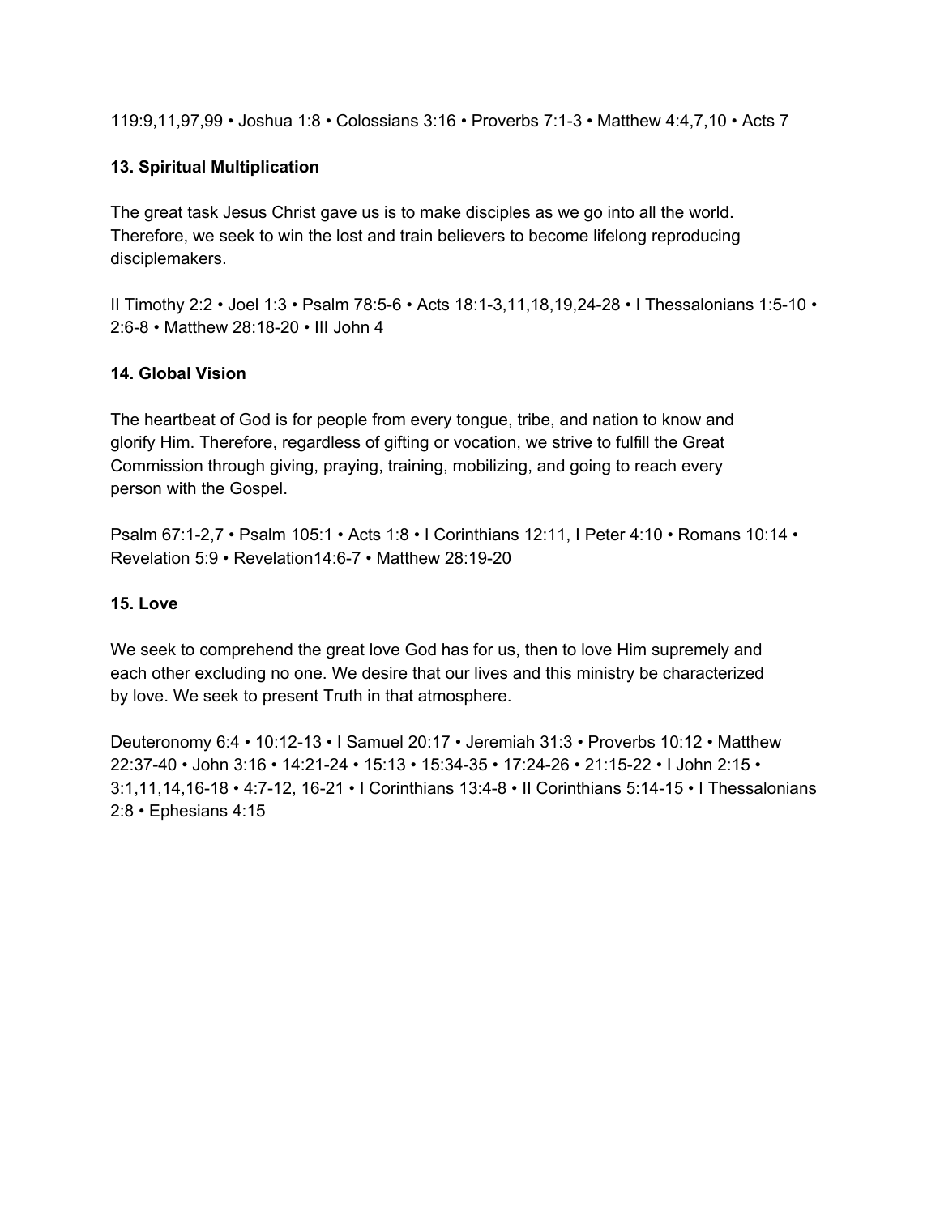119:9,11,97,99 • Joshua 1:8 • Colossians 3:16 • Proverbs 7:1-3 • Matthew 4:4,7,10 • Acts 7

**13. Spiritual Multiplication**

The great task Jesus Christ gave us is to make disciples as we go into all the world. Therefore, we seek to win the lost and train believers to become lifelong reproducing disciplemakers.

II Timothy 2:2 • Joel 1:3 • Psalm 78:5-6 • Acts 18:1-3,11,18,19,24-28 • I Thessalonians 1:5-10 • 2:6-8 • Matthew 28:18-20 • III John 4

**14. Global Vision**

The heartbeat of God is for people from every tongue, tribe, and nation to know and glorify Him. Therefore, regardless of gifting or vocation, we strive to fulfill the Great Commission through giving, praying, training, mobilizing, and going to reach every person with the Gospel.

Psalm 67:1-2,7 • Psalm 105:1 • Acts 1:8 • I Corinthians 12:11, I Peter 4:10 • Romans 10:14 • Revelation 5:9 • Revelation14:6-7 • Matthew 28:19-20

**15. Love**

We seek to comprehend the great love God has for us, then to love Him supremely and each other excluding no one. We desire that our lives and this ministry be characterized by love. We seek to present Truth in that atmosphere.

Deuteronomy 6:4 • 10:12-13 • I Samuel 20:17 • Jeremiah 31:3 • Proverbs 10:12 • Matthew 22:37-40 • John 3:16 • 14:21-24 • 15:13 • 15:34-35 • 17:24-26 • 21:15-22 • I John 2:15 • 3:1,11,14,16-18 • 4:7-12, 16-21 • I Corinthians 13:4-8 • II Corinthians 5:14-15 • I Thessalonians 2:8 • Ephesians 4:15